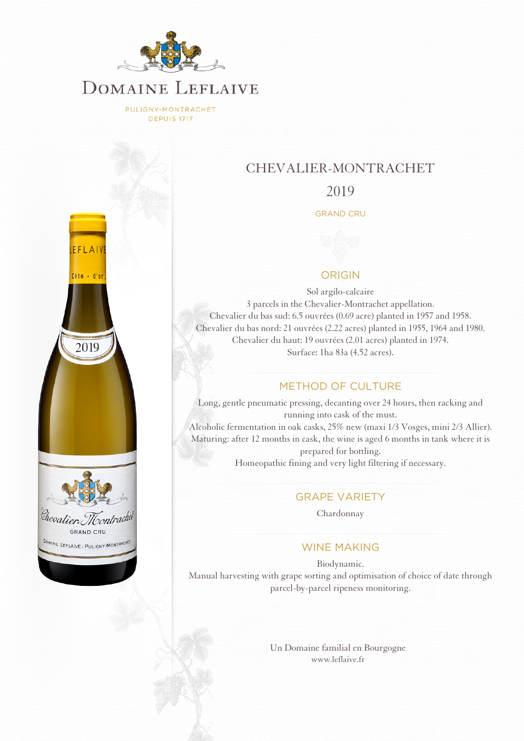# Domaine Leflaive

PULIGNY-MONTRACHET
DEPUIS 1717

## CHEVALIER-MONTRACHET

## 2019

GRAND CRU

### ORIGIN

Sol argilo-calcaire
3 parcels in the Chevalier-Montrachet appellation.
Chevalier du bas sud: 6.5 ouvrées (0.69 acre) planted in 1957 and 1958.
Chevalier du bas nord: 21 ouvrées (2.22 acres) planted in 1955, 1964 and 1980.
Chevalier du haut: 19 ouvrées (2.01 acres) planted in 1974.
Surface: 1ha 83a (4.52 acres).

### METHOD OF CULTURE

Long, gentle pneumatic pressing, decanting over 24 hours, then racking and running into cask of the must.
Alcoholic fermentation in oak casks, 25% new (maxi 1/3 Vosges, mini 2/3 Allier).
Maturing: after 12 months in cask, the wine is aged 6 months in tank where it is prepared for bottling.
Homeopathic fining and very light filtering if necessary.

### GRAPE VARIETY

Chardonnay

### WINE MAKING

Biodynamic.
Manual harvesting with grape sorting and optimisation of choice of date through parcel-by-parcel ripeness monitoring.

Un Domaine familial en Bourgogne
www.leflaive.fr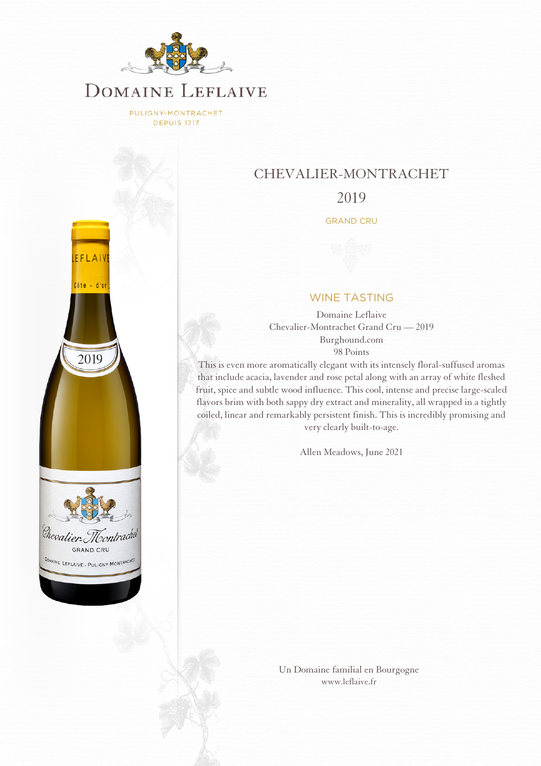# Domaine Leflaive

PULIGNY-MONTRACHET
DEPUIS 1717

## CHEVALIER-MONTRACHET

## 2019

GRAND CRU

### WINE TASTING

Domaine Leflaive
Chevalier-Montrachet Grand Cru — 2019
Burghound.com
98 Points

This is even more aromatically elegant with its intensely floral-suffused aromas that include acacia, lavender and rose petal along with an array of white fleshed fruit, spice and subtle wood influence. This cool, intense and precise large-scaled flavors brim with both sappy dry extract and minerality, all wrapped in a tightly coiled, linear and remarkably persistent finish. This is incredibly promising and very clearly built-to-age.

Allen Meadows, June 2021

Un Domaine familial en Bourgogne
www.leflaive.fr